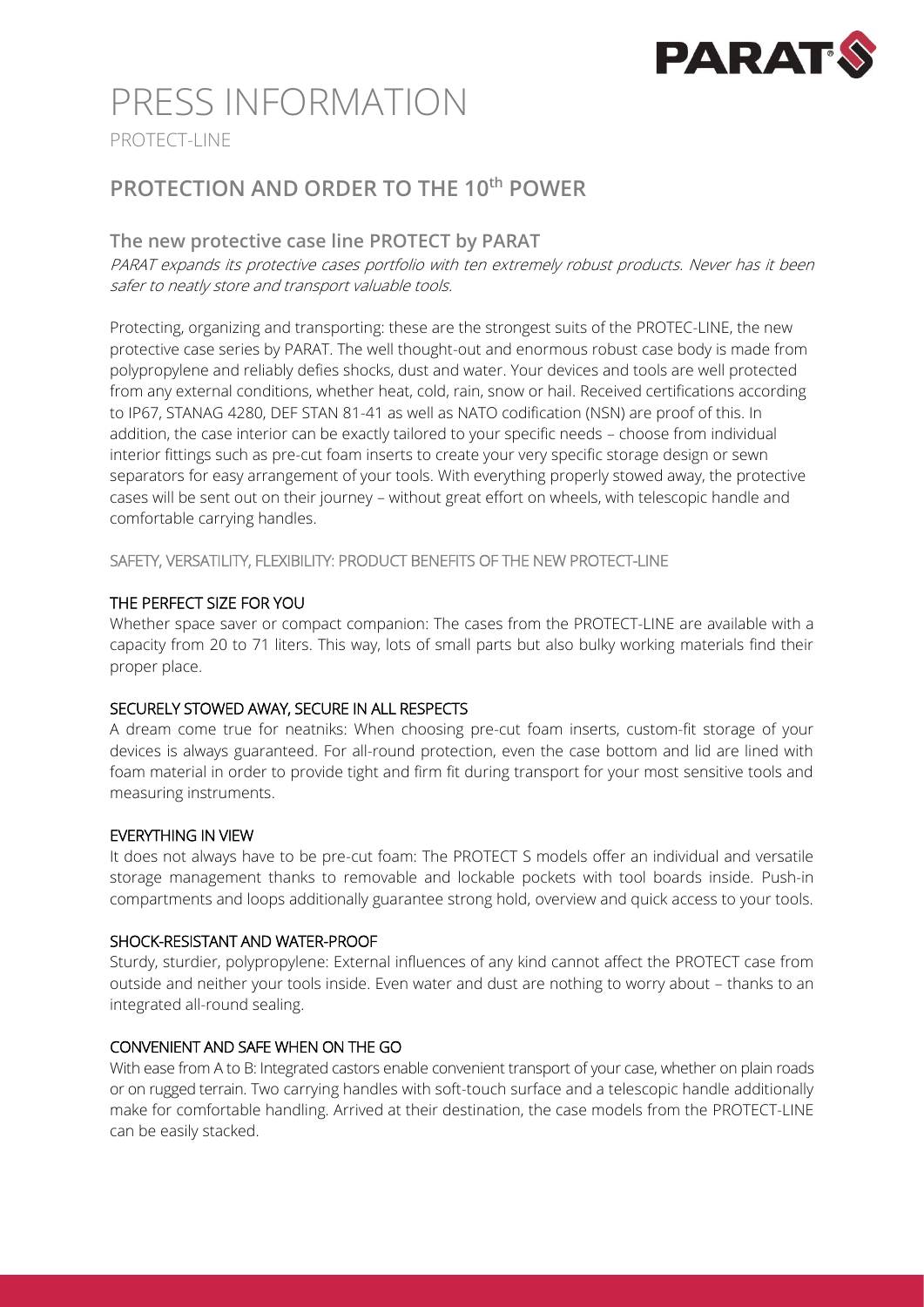# PRESS INFORMATION

PROTECT-LINE

## PROTECTION AND ORDER TO THE 10$^{th}$ POWER

### The new protective case line PROTECT by PARAT

*PARAT expands its protective cases portfolio with ten extremely robust products. Never has it been safer to neatly store and transport valuable tools.*

Protecting, organizing and transporting: these are the strongest suits of the PROTEC-LINE, the new protective case series by PARAT. The well thought-out and enormous robust case body is made from polypropylene and reliably defies shocks, dust and water. Your devices and tools are well protected from any external conditions, whether heat, cold, rain, snow or hail. Received certifications according to IP67, STANAG 4280, DEF STAN 81-41 as well as NATO codification (NSN) are proof of this. In addition, the case interior can be exactly tailored to your specific needs – choose from individual interior fittings such as pre-cut foam inserts to create your very specific storage design or sewn separators for easy arrangement of your tools. With everything properly stowed away, the protective cases will be sent out on their journey – without great effort on wheels, with telescopic handle and comfortable carrying handles.

SAFETY, VERSATILITY, FLEXIBILITY: PRODUCT BENEFITS OF THE NEW PROTECT-LINE

#### THE PERFECT SIZE FOR YOU

Whether space saver or compact companion: The cases from the PROTECT-LINE are available with a capacity from 20 to 71 liters. This way, lots of small parts but also bulky working materials find their proper place.

#### SECURELY STOWED AWAY, SECURE IN ALL RESPECTS

A dream come true for neatniks: When choosing pre-cut foam inserts, custom-fit storage of your devices is always guaranteed. For all-round protection, even the case bottom and lid are lined with foam material in order to provide tight and firm fit during transport for your most sensitive tools and measuring instruments.

#### EVERYTHING IN VIEW

It does not always have to be pre-cut foam: The PROTECT S models offer an individual and versatile storage management thanks to removable and lockable pockets with tool boards inside. Push-in compartments and loops additionally guarantee strong hold, overview and quick access to your tools.

#### SHOCK-RESISTANT AND WATER-PROOF

Sturdy, sturdier, polypropylene: External influences of any kind cannot affect the PROTECT case from outside and neither your tools inside. Even water and dust are nothing to worry about – thanks to an integrated all-round sealing.

#### CONVENIENT AND SAFE WHEN ON THE GO

With ease from A to B: Integrated castors enable convenient transport of your case, whether on plain roads or on rugged terrain. Two carrying handles with soft-touch surface and a telescopic handle additionally make for comfortable handling. Arrived at their destination, the case models from the PROTECT-LINE can be easily stacked.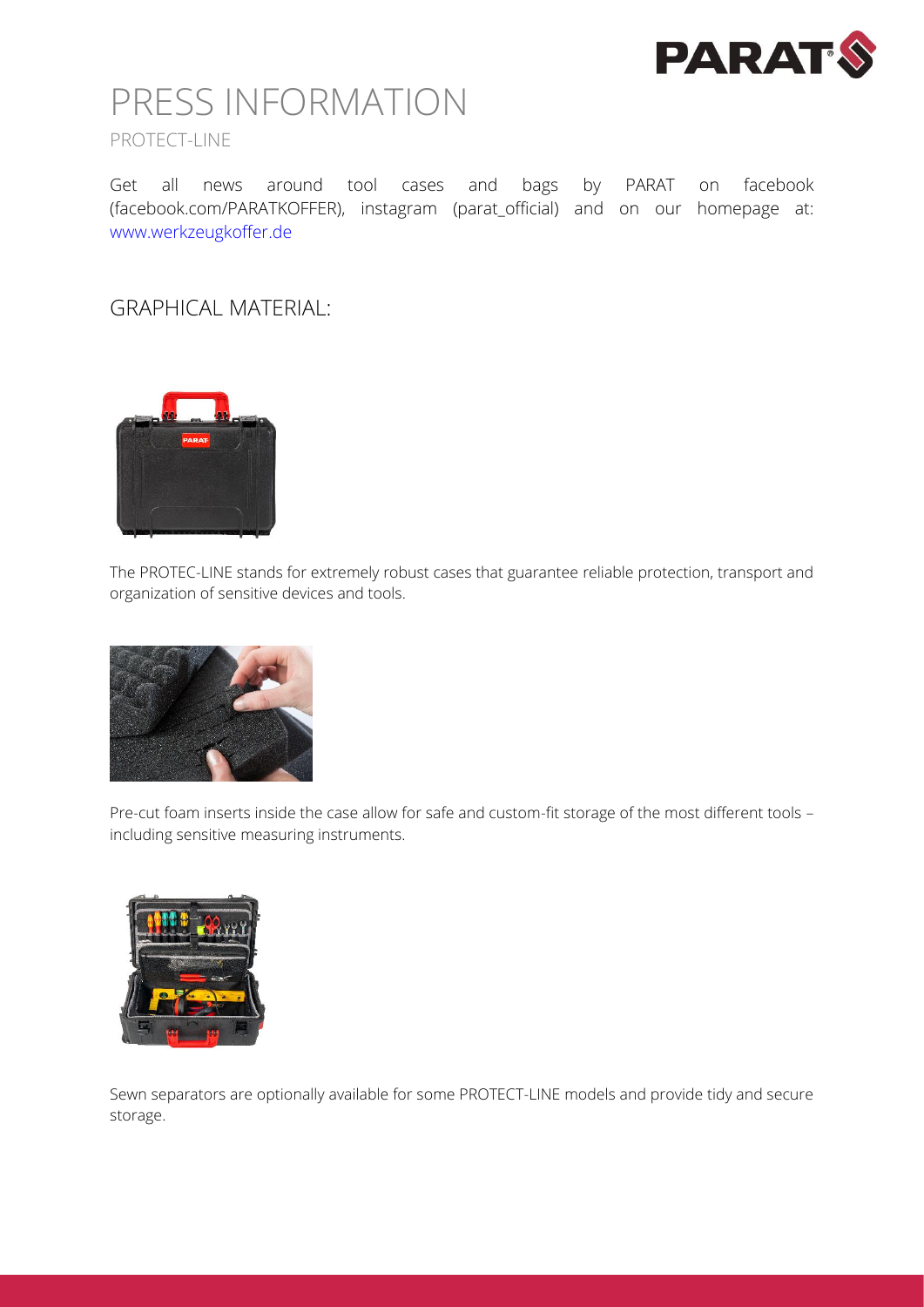# PRESS INFORMATION

PROTECT-LINE

Get all news around tool cases and bags by PARAT on facebook (facebook.com/PARATKOFFER), instagram (parat_official) and on our homepage at: www.werkzeugkoffer.de

## GRAPHICAL MATERIAL:

The PROTEC-LINE stands for extremely robust cases that guarantee reliable protection, transport and organization of sensitive devices and tools.

Pre-cut foam inserts inside the case allow for safe and custom-fit storage of the most different tools – including sensitive measuring instruments.

Sewn separators are optionally available for some PROTECT-LINE models and provide tidy and secure storage.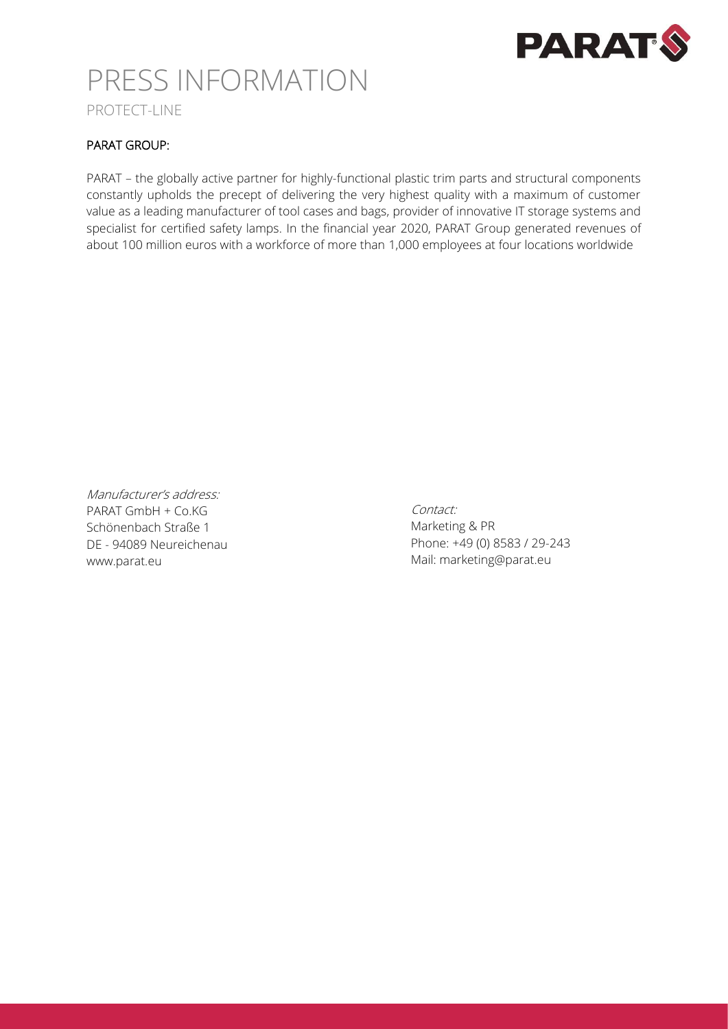# PRESS INFORMATION

PROTECT-LINE

## PARAT GROUP:

PARAT – the globally active partner for highly-functional plastic trim parts and structural components constantly upholds the precept of delivering the very highest quality with a maximum of customer value as a leading manufacturer of tool cases and bags, provider of innovative IT storage systems and specialist for certified safety lamps. In the financial year 2020, PARAT Group generated revenues of about 100 million euros with a workforce of more than 1,000 employees at four locations worldwide

*Manufacturer's address:*
PARAT GmbH + Co.KG
Schönenbach Straße 1
DE - 94089 Neureichenau
www.parat.eu

*Contact:*
Marketing & PR
Phone: +49 (0) 8583 / 29-243
Mail: marketing@parat.eu